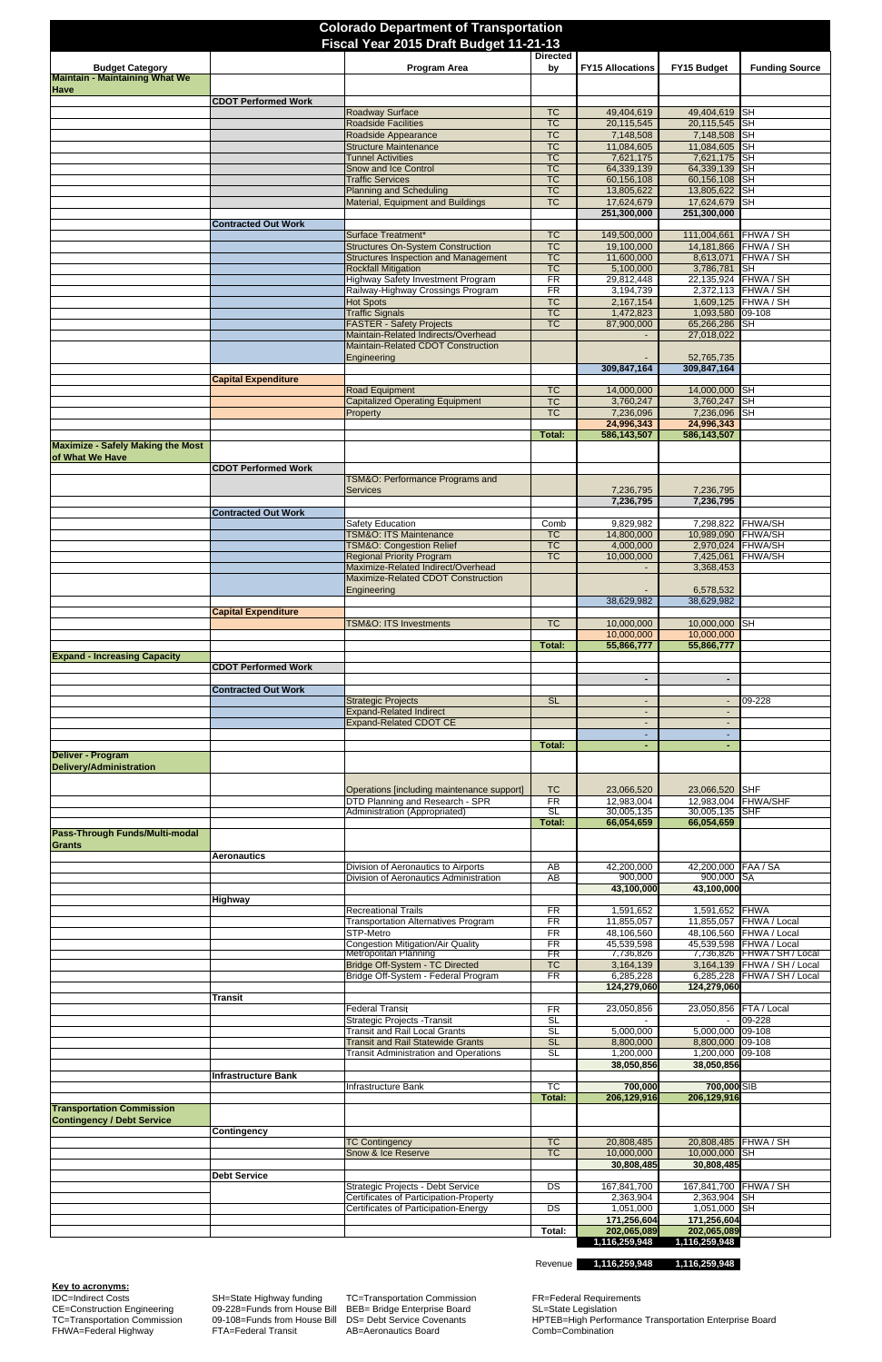# Colorado Department of Transportation
## Fiscal Year 2015 Draft Budget 11-21-13

| Budget Category | | Program Area | Directed by | FY15 Allocations | FY15 Budget | Funding Source |
|---|---|---|---|---|---|---|
| **Maintain - Maintaining What We Have** | | | | | | |
| | **CDOT Performed Work** | | | | | |
| | | Roadway Surface | TC | 49,404,619 | 49,404,619 | SH |
| | | Roadside Facilities | TC | 20,115,545 | 20,115,545 | SH |
| | | Roadside Appearance | TC | 7,148,508 | 7,148,508 | SH |
| | | Structure Maintenance | TC | 11,084,605 | 11,084,605 | SH |
| | | Tunnel Activities | TC | 7,621,175 | 7,621,175 | SH |
| | | Snow and Ice Control | TC | 64,339,139 | 64,339,139 | SH |
| | | Traffic Services | TC | 60,156,108 | 60,156,108 | SH |
| | | Planning and Scheduling | TC | 13,805,622 | 13,805,622 | SH |
| | | Material, Equipment and Buildings | TC | 17,624,679 | 17,624,679 | SH |
| | | | | **251,300,000** | **251,300,000** | |
| | **Contracted Out Work** | | | | | |
| | | Surface Treatment* | TC | 149,500,000 | 111,004,661 | FHWA / SH |
| | | Structures On-System Construction | TC | 19,100,000 | 14,181,866 | FHWA / SH |
| | | Structures Inspection and Management | TC | 11,600,000 | 8,613,071 | FHWA / SH |
| | | Rockfall Mitigation | TC | 5,100,000 | 3,786,781 | SH |
| | | Highway Safety Investment Program | FR | 29,812,448 | 22,135,924 | FHWA / SH |
| | | Railway-Highway Crossings Program | FR | 3,194,739 | 2,372,113 | FHWA / SH |
| | | Hot Spots | TC | 2,167,154 | 1,609,125 | FHWA / SH |
| | | Traffic Signals | TC | 1,472,823 | 1,093,580 | 09-108 |
| | | FASTER - Safety Projects | TC | 87,900,000 | 65,266,286 | SH |
| | | Maintain-Related Indirects/Overhead | | - | 27,018,022 | |
| | | Maintain-Related CDOT Construction Engineering | | - | 52,765,735 | |
| | | | | **309,847,164** | **309,847,164** | |
| | **Capital Expenditure** | | | | | |
| | | Road Equipment | TC | 14,000,000 | 14,000,000 | SH |
| | | Capitalized Operating Equipment | TC | 3,760,247 | 3,760,247 | SH |
| | | Property | TC | 7,236,096 | 7,236,096 | SH |
| | | | | **24,996,343** | **24,996,343** | |
| | | | **Total:** | **586,143,507** | **586,143,507** | |
| **Maximize - Safely Making the Most of What We Have** | | | | | | |
| | **CDOT Performed Work** | | | | | |
| | | TSM&O: Performance Programs and Services | | 7,236,795 | 7,236,795 | |
| | | | | **7,236,795** | **7,236,795** | |
| | **Contracted Out Work** | | | | | |
| | | Safety Education | Comb | 9,829,982 | 7,298,822 | FHWA/SH |
| | | TSM&O: ITS Maintenance | TC | 14,800,000 | 10,989,090 | FHWA/SH |
| | | TSM&O: Congestion Relief | TC | 4,000,000 | 2,970,024 | FHWA/SH |
| | | Regional Priority Program | TC | 10,000,000 | 7,425,061 | FHWA/SH |
| | | Maximize-Related Indirect/Overhead | | - | 3,368,453 | |
| | | Maximize-Related CDOT Construction Engineering | | - | 6,578,532 | |
| | | | | 38,629,982 | 38,629,982 | |
| | **Capital Expenditure** | | | | | |
| | | TSM&O: ITS Investments | TC | 10,000,000 | 10,000,000 | SH |
| | | | | 10,000,000 | 10,000,000 | |
| | | | **Total:** | **55,866,777** | **55,866,777** | |
| **Expand - Increasing Capacity** | | | | | | |
| | **CDOT Performed Work** | | | | | |
| | | | | **-** | **-** | |
| | **Contracted Out Work** | | | | | |
| | | Strategic Projects | SL | - | - | 09-228 |
| | | Expand-Related Indirect | | - | - | |
| | | Expand-Related CDOT CE | | - | - | |
| | | | | - | - | |
| | | | **Total:** | **-** | **-** | |
| **Deliver - Program Delivery/Administration** | | | | | | |
| | | Operations [including maintenance support] | TC | 23,066,520 | 23,066,520 | SHF |
| | | DTD Planning and Research - SPR | FR | 12,983,004 | 12,983,004 | FHWA/SHF |
| | | Administration (Appropriated) | SL | 30,005,135 | 30,005,135 | SHF |
| | | | **Total:** | **66,054,659** | **66,054,659** | |
| **Pass-Through Funds/Multi-modal Grants** | | | | | | |
| | **Aeronautics** | | | | | |
| | | Division of Aeronautics to Airports | AB | 42,200,000 | 42,200,000 | FAA / SA |
| | | Division of Aeronautics Administration | AB | 900,000 | 900,000 | SA |
| | | | | **43,100,000** | **43,100,000** | |
| | **Highway** | | | | | |
| | | Recreational Trails | FR | 1,591,652 | 1,591,652 | FHWA |
| | | Transportation Alternatives Program | FR | 11,855,057 | 11,855,057 | FHWA / Local |
| | | STP-Metro | FR | 48,106,560 | 48,106,560 | FHWA / Local |
| | | Congestion Mitigation/Air Quality | FR | 45,539,598 | 45,539,598 | FHWA / Local |
| | | Metropolitan Planning | FR | 7,736,826 | 7,736,826 | FHWA / SH / Local |
| | | Bridge Off-System - TC Directed | TC | 3,164,139 | 3,164,139 | FHWA / SH / Local |
| | | Bridge Off-System - Federal Program | FR | 6,285,228 | 6,285,228 | FHWA / SH / Local |
| | | | | **124,279,060** | **124,279,060** | |
| | **Transit** | | | | | |
| | | Federal Transit | FR | 23,050,856 | 23,050,856 | FTA / Local |
| | | Strategic Projects -Transit | SL | - | - | 09-228 |
| | | Transit and Rail Local Grants | SL | 5,000,000 | 5,000,000 | 09-108 |
| | | Transit and Rail Statewide Grants | SL | 8,800,000 | 8,800,000 | 09-108 |
| | | Transit Administration and Operations | SL | 1,200,000 | 1,200,000 | 09-108 |
| | | | | **38,050,856** | **38,050,856** | |
| | **Infrastructure Bank** | | | | | |
| | | Infrastructure Bank | TC | **700,000** | **700,000** | SIB |
| | | | **Total:** | **206,129,916** | **206,129,916** | |
| **Transportation Commission Contingency / Debt Service** | | | | | | |
| | **Contingency** | | | | | |
| | | TC Contingency | TC | 20,808,485 | 20,808,485 | FHWA / SH |
| | | Snow & Ice Reserve | TC | 10,000,000 | 10,000,000 | SH |
| | | | | **30,808,485** | **30,808,485** | |
| | **Debt Service** | | | | | |
| | | Strategic Projects - Debt Service | DS | 167,841,700 | 167,841,700 | FHWA / SH |
| | | Certificates of Participation-Property | | 2,363,904 | 2,363,904 | SH |
| | | Certificates of Participation-Energy | DS | 1,051,000 | 1,051,000 | SH |
| | | | | **171,256,604** | **171,256,604** | |
| | | | **Total:** | **202,065,089** | **202,065,089** | |
| | | | | **1,116,259,948** | **1,116,259,948** | |
| | | | Revenue | **1,116,259,948** | **1,116,259,948** | |

**Key to acronyms:**

IDC=Indirect Costs
CE=Construction Engineering
TC=Transportation Commission
FHWA=Federal Highway
SH=State Highway funding
09-228=Funds from House Bill
09-108=Funds from House Bill
FTA=Federal Transit
TC=Transportation Commission
BEB= Bridge Enterprise Board
DS= Debt Service Covenants
AB=Aeronautics Board
FR=Federal Requirements
SL=State Legislation
HPTEB=High Performance Transportation Enterprise Board
Comb=Combination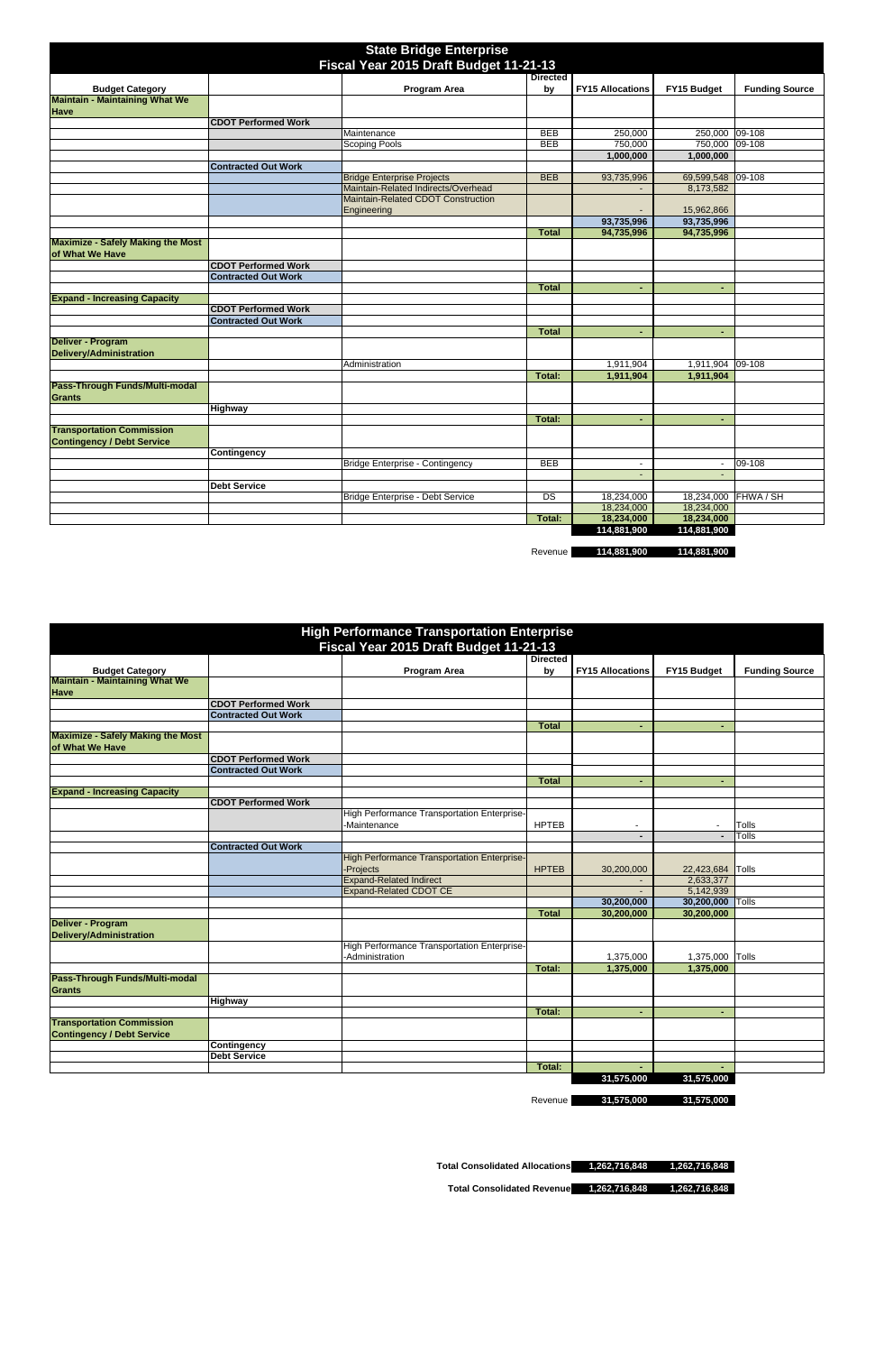## State Bridge Enterprise
### Fiscal Year 2015 Draft Budget 11-21-13

| Budget Category | | Program Area | Directed by | FY15 Allocations | FY15 Budget | Funding Source |
|---|---|---|---|---|---|---|
| **Maintain - Maintaining What We Have** | | | | | | |
| | **CDOT Performed Work** | | | | | |
| | | Maintenance | BEB | 250,000 | 250,000 | 09-108 |
| | | Scoping Pools | BEB | 750,000 | 750,000 | 09-108 |
| | | | | **1,000,000** | **1,000,000** | |
| | **Contracted Out Work** | | | | | |
| | | Bridge Enterprise Projects | BEB | 93,735,996 | 69,599,548 | 09-108 |
| | | Maintain-Related Indirects/Overhead | | - | 8,173,582 | |
| | | Maintain-Related CDOT Construction Engineering | | - | 15,962,866 | |
| | | | | **93,735,996** | **93,735,996** | |
| | | | **Total** | **94,735,996** | **94,735,996** | |
| **Maximize - Safely Making the Most of What We Have** | | | | | | |
| | **CDOT Performed Work** | | | | | |
| | **Contracted Out Work** | | | | | |
| | | | **Total** | **-** | **-** | |
| **Expand - Increasing Capacity** | | | | | | |
| | **CDOT Performed Work** | | | | | |
| | **Contracted Out Work** | | | | | |
| | | | **Total** | **-** | **-** | |
| **Deliver - Program Delivery/Administration** | | | | | | |
| | | Administration | | 1,911,904 | 1,911,904 | 09-108 |
| | | | **Total:** | **1,911,904** | **1,911,904** | |
| **Pass-Through Funds/Multi-modal Grants** | | | | | | |
| | **Highway** | | | | | |
| | | | **Total:** | **-** | **-** | |
| **Transportation Commission Contingency / Debt Service** | | | | | | |
| | **Contingency** | | | | | |
| | | Bridge Enterprise - Contingency | BEB | - | - | 09-108 |
| | | | | - | - | |
| | **Debt Service** | | | | | |
| | | Bridge Enterprise - Debt Service | DS | 18,234,000 | 18,234,000 | FHWA / SH |
| | | | | 18,234,000 | 18,234,000 | |
| | | | **Total:** | **18,234,000** | **18,234,000** | |
| | | | | **114,881,900** | **114,881,900** | |
| | | | Revenue | **114,881,900** | **114,881,900** | |

## High Performance Transportation Enterprise
### Fiscal Year 2015 Draft Budget 11-21-13

| Budget Category | | Program Area | Directed by | FY15 Allocations | FY15 Budget | Funding Source |
|---|---|---|---|---|---|---|
| **Maintain - Maintaining What We Have** | | | | | | |
| | **CDOT Performed Work** | | | | | |
| | **Contracted Out Work** | | | | | |
| | | | **Total** | **-** | **-** | |
| **Maximize - Safely Making the Most of What We Have** | | | | | | |
| | **CDOT Performed Work** | | | | | |
| | **Contracted Out Work** | | | | | |
| | | | **Total** | **-** | **-** | |
| **Expand - Increasing Capacity** | | | | | | |
| | **CDOT Performed Work** | | | | | |
| | | High Performance Transportation Enterprise--Maintenance | HPTEB | - | - | Tolls |
| | | | | - | - | Tolls |
| | **Contracted Out Work** | | | | | |
| | | High Performance Transportation Enterprise--Projects | HPTEB | 30,200,000 | 22,423,684 | Tolls |
| | | Expand-Related Indirect | | - | 2,633,377 | |
| | | Expand-Related CDOT CE | | - | 5,142,939 | |
| | | | | **30,200,000** | **30,200,000** | Tolls |
| | | | **Total** | **30,200,000** | **30,200,000** | |
| **Deliver - Program Delivery/Administration** | | | | | | |
| | | High Performance Transportation Enterprise--Administration | | 1,375,000 | 1,375,000 | Tolls |
| | | | **Total:** | **1,375,000** | **1,375,000** | |
| **Pass-Through Funds/Multi-modal Grants** | | | | | | |
| | **Highway** | | | | | |
| | | | **Total:** | **-** | **-** | |
| **Transportation Commission Contingency / Debt Service** | | | | | | |
| | **Contingency** | | | | | |
| | **Debt Service** | | | | | |
| | | | **Total:** | **-** | **-** | |
| | | | | **31,575,000** | **31,575,000** | |
| | | | Revenue | **31,575,000** | **31,575,000** | |

| | | |
|---|---|---|
| **Total Consolidated Allocations** | **1,262,716,848** | **1,262,716,848** |
| **Total Consolidated Revenue** | **1,262,716,848** | **1,262,716,848** |